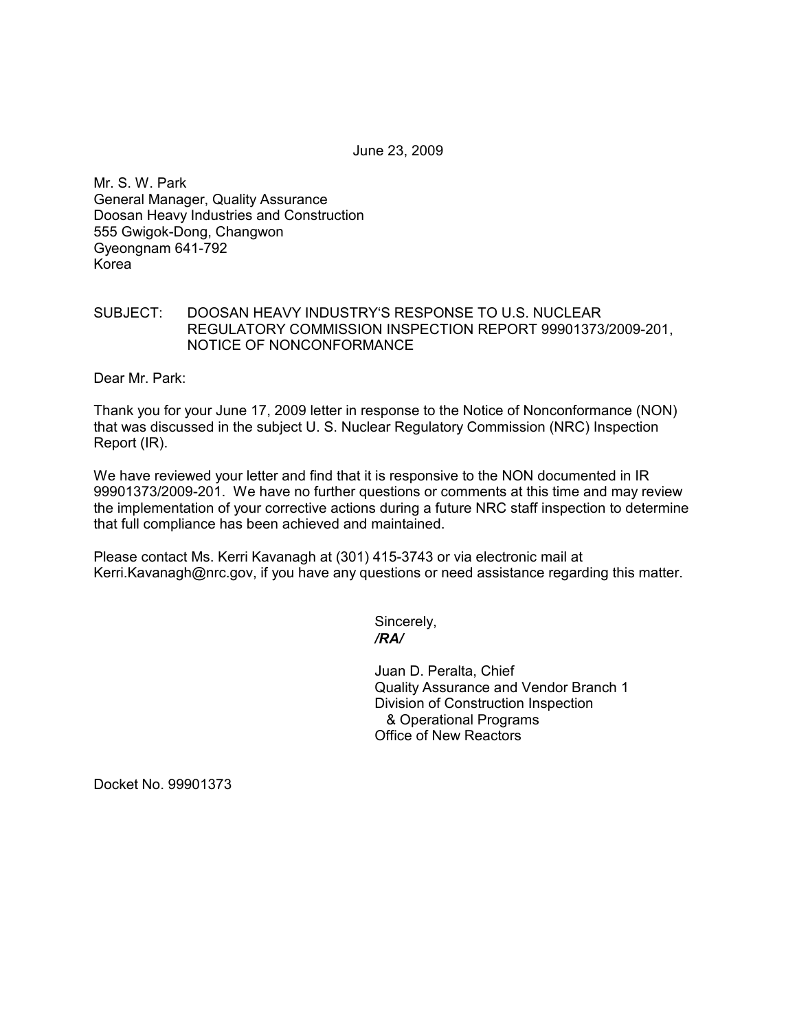June 23, 2009

Mr. S. W. Park
General Manager, Quality Assurance
Doosan Heavy Industries and Construction
555 Gwigok-Dong, Changwon
Gyeongnam 641-792
Korea

SUBJECT: DOOSAN HEAVY INDUSTRY'S RESPONSE TO U.S. NUCLEAR REGULATORY COMMISSION INSPECTION REPORT 99901373/2009-201, NOTICE OF NONCONFORMANCE

Dear Mr. Park:

Thank you for your June 17, 2009 letter in response to the Notice of Nonconformance (NON) that was discussed in the subject U. S. Nuclear Regulatory Commission (NRC) Inspection Report (IR).

We have reviewed your letter and find that it is responsive to the NON documented in IR 99901373/2009-201. We have no further questions or comments at this time and may review the implementation of your corrective actions during a future NRC staff inspection to determine that full compliance has been achieved and maintained.

Please contact Ms. Kerri Kavanagh at (301) 415-3743 or via electronic mail at Kerri.Kavanagh@nrc.gov, if you have any questions or need assistance regarding this matter.

Sincerely,
***/RA/***

Juan D. Peralta, Chief
Quality Assurance and Vendor Branch 1
Division of Construction Inspection
& Operational Programs
Office of New Reactors

Docket No. 99901373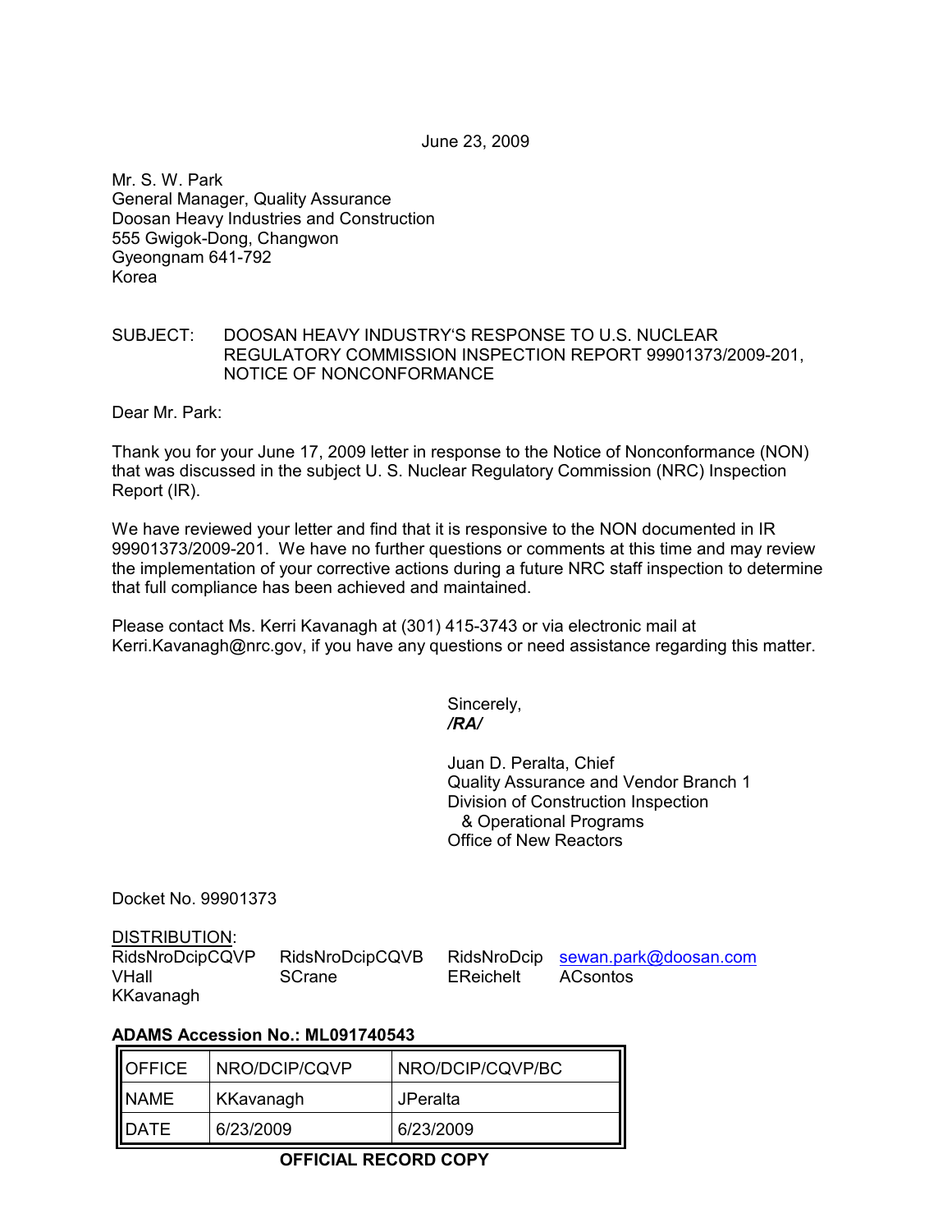June 23, 2009

Mr. S. W. Park
General Manager, Quality Assurance
Doosan Heavy Industries and Construction
555 Gwigok-Dong, Changwon
Gyeongnam 641-792
Korea

SUBJECT: DOOSAN HEAVY INDUSTRY'S RESPONSE TO U.S. NUCLEAR REGULATORY COMMISSION INSPECTION REPORT 99901373/2009-201, NOTICE OF NONCONFORMANCE

Dear Mr. Park:

Thank you for your June 17, 2009 letter in response to the Notice of Nonconformance (NON) that was discussed in the subject U. S. Nuclear Regulatory Commission (NRC) Inspection Report (IR).

We have reviewed your letter and find that it is responsive to the NON documented in IR 99901373/2009-201. We have no further questions or comments at this time and may review the implementation of your corrective actions during a future NRC staff inspection to determine that full compliance has been achieved and maintained.

Please contact Ms. Kerri Kavanagh at (301) 415-3743 or via electronic mail at Kerri.Kavanagh@nrc.gov, if you have any questions or need assistance regarding this matter.

Sincerely,
***/RA/***

Juan D. Peralta, Chief
Quality Assurance and Vendor Branch 1
Division of Construction Inspection
& Operational Programs
Office of New Reactors

Docket No. 99901373

DISTRIBUTION:

| | | | |
|---|---|---|---|
| RidsNroDcipCQVP | RidsNroDcipCQVB | RidsNroDcip | sewan.park@doosan.com |
| VHall | SCrane | EReichelt | ACsontos |
| KKavanagh | | | |

**ADAMS Accession No.: ML091740543**

| OFFICE | NRO/DCIP/CQVP | NRO/DCIP/CQVP/BC |
|---|---|---|
| NAME | KKavanagh | JPeralta |
| DATE | 6/23/2009 | 6/23/2009 |

**OFFICIAL RECORD COPY**